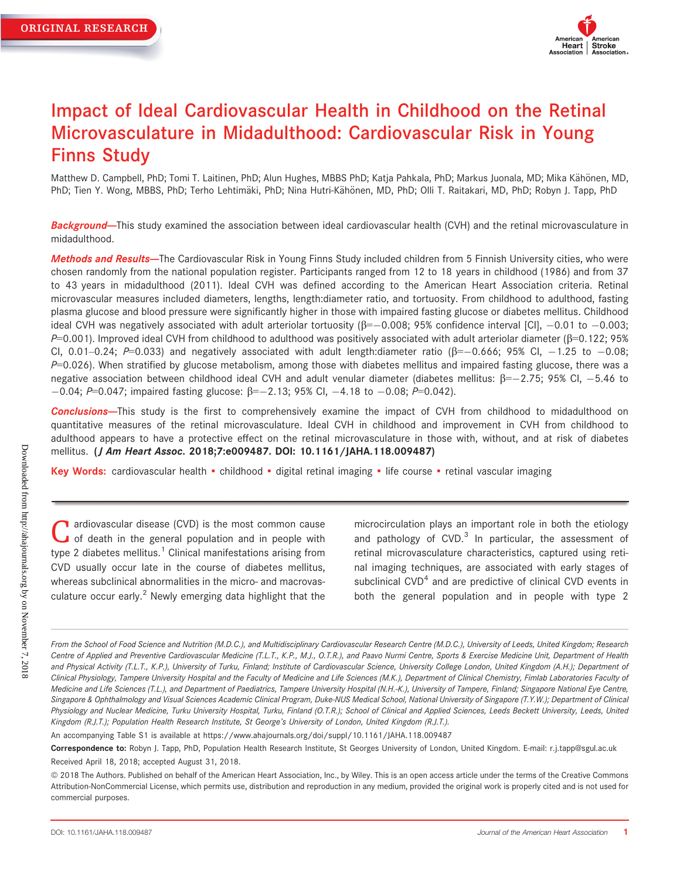ORIGINAL RESEARCH

# Impact of Ideal Cardiovascular Health in Childhood on the Retinal Microvasculature in Midadulthood: Cardiovascular Risk in Young Finns Study

Matthew D. Campbell, PhD; Tomi T. Laitinen, PhD; Alun Hughes, MBBS PhD; Katja Pahkala, PhD; Markus Juonala, MD; Mika Kähönen, MD, PhD; Tien Y. Wong, MBBS, PhD; Terho Lehtimäki, PhD; Nina Hutri-Kähönen, MD, PhD; Olli T. Raitakari, MD, PhD; Robyn J. Tapp, PhD

***Background*—**This study examined the association between ideal cardiovascular health (CVH) and the retinal microvasculature in midadulthood.

***Methods and Results*—**The Cardiovascular Risk in Young Finns Study included children from 5 Finnish University cities, who were chosen randomly from the national population register. Participants ranged from 12 to 18 years in childhood (1986) and from 37 to 43 years in midadulthood (2011). Ideal CVH was defined according to the American Heart Association criteria. Retinal microvascular measures included diameters, lengths, length:diameter ratio, and tortuosity. From childhood to adulthood, fasting plasma glucose and blood pressure were significantly higher in those with impaired fasting glucose or diabetes mellitus. Childhood ideal CVH was negatively associated with adult arteriolar tortuosity ($\beta$=−0.008; 95% confidence interval [CI], −0.01 to −0.003; $P$=0.001). Improved ideal CVH from childhood to adulthood was positively associated with adult arteriolar diameter ($\beta$=0.122; 95% CI, 0.01–0.24; $P$=0.033) and negatively associated with adult length:diameter ratio ($\beta$=−0.666; 95% CI, −1.25 to −0.08; $P$=0.026). When stratified by glucose metabolism, among those with diabetes mellitus and impaired fasting glucose, there was a negative association between childhood ideal CVH and adult venular diameter (diabetes mellitus: $\beta$=−2.75; 95% CI, −5.46 to −0.04; $P$=0.047; impaired fasting glucose: $\beta$=−2.13; 95% CI, −4.18 to −0.08; $P$=0.042).

***Conclusions*—**This study is the first to comprehensively examine the impact of CVH from childhood to midadulthood on quantitative measures of the retinal microvasculature. Ideal CVH in childhood and improvement in CVH from childhood to adulthood appears to have a protective effect on the retinal microvasculature in those with, without, and at risk of diabetes mellitus. **(*J Am Heart Assoc*. 2018;7:e009487. DOI: 10.1161/JAHA.118.009487)**

**Key Words:** cardiovascular health • childhood • digital retinal imaging • life course • retinal vascular imaging

Cardiovascular disease (CVD) is the most common cause of death in the general population and in people with type 2 diabetes mellitus.[1] Clinical manifestations arising from CVD usually occur late in the course of diabetes mellitus, whereas subclinical abnormalities in the micro- and macrovasculature occur early.[2] Newly emerging data highlight that the microcirculation plays an important role in both the etiology and pathology of CVD.[3] In particular, the assessment of retinal microvasculature characteristics, captured using retinal imaging techniques, are associated with early stages of subclinical CVD[4] and are predictive of clinical CVD events in both the general population and in people with type 2

*From the School of Food Science and Nutrition (M.D.C.), and Multidisciplinary Cardiovascular Research Centre (M.D.C.), University of Leeds, United Kingdom; Research Centre of Applied and Preventive Cardiovascular Medicine (T.L.T., K.P., M.J., O.T.R.), and Paavo Nurmi Centre, Sports & Exercise Medicine Unit, Department of Health and Physical Activity (T.L.T., K.P.), University of Turku, Finland; Institute of Cardiovascular Science, University College London, United Kingdom (A.H.); Department of Clinical Physiology, Tampere University Hospital and the Faculty of Medicine and Life Sciences (M.K.), Department of Clinical Chemistry, Fimlab Laboratories Faculty of Medicine and Life Sciences (T.L.), and Department of Paediatrics, Tampere University Hospital (N.H.-K.), University of Tampere, Finland; Singapore National Eye Centre, Singapore & Ophthalmology and Visual Sciences Academic Clinical Program, Duke-NUS Medical School, National University of Singapore (T.Y.W.); Department of Clinical Physiology and Nuclear Medicine, Turku University Hospital, Turku, Finland (O.T.R.); School of Clinical and Applied Sciences, Leeds Beckett University, Leeds, United Kingdom (R.J.T.); Population Health Research Institute, St George's University of London, United Kingdom (R.J.T.).*

An accompanying Table S1 is available at https://www.ahajournals.org/doi/suppl/10.1161/JAHA.118.009487

**Correspondence to:** Robyn J. Tapp, PhD, Population Health Research Institute, St Georges University of London, United Kingdom. E-mail: r.j.tapp@sgul.ac.uk

Received April 18, 2018; accepted August 31, 2018.

© 2018 The Authors. Published on behalf of the American Heart Association, Inc., by Wiley. This is an open access article under the terms of the Creative Commons Attribution-NonCommercial License, which permits use, distribution and reproduction in any medium, provided the original work is properly cited and is not used for commercial purposes.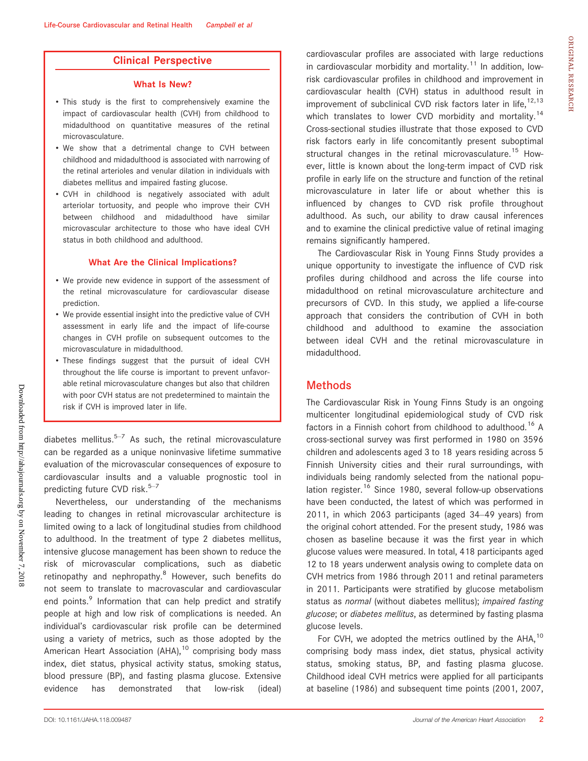## Clinical Perspective

### What Is New?

- This study is the first to comprehensively examine the impact of cardiovascular health (CVH) from childhood to midadulthood on quantitative measures of the retinal microvasculature.
- We show that a detrimental change to CVH between childhood and midadulthood is associated with narrowing of the retinal arterioles and venular dilation in individuals with diabetes mellitus and impaired fasting glucose.
- CVH in childhood is negatively associated with adult arteriolar tortuosity, and people who improve their CVH between childhood and midadulthood have similar microvascular architecture to those who have ideal CVH status in both childhood and adulthood.

### What Are the Clinical Implications?

- We provide new evidence in support of the assessment of the retinal microvasculature for cardiovascular disease prediction.
- We provide essential insight into the predictive value of CVH assessment in early life and the impact of life-course changes in CVH profile on subsequent outcomes to the microvasculature in midadulthood.
- These findings suggest that the pursuit of ideal CVH throughout the life course is important to prevent unfavorable retinal microvasculature changes but also that children with poor CVH status are not predetermined to maintain the risk if CVH is improved later in life.

diabetes mellitus.[5–7] As such, the retinal microvasculature can be regarded as a unique noninvasive lifetime summative evaluation of the microvascular consequences of exposure to cardiovascular insults and a valuable prognostic tool in predicting future CVD risk.[5–7]

Nevertheless, our understanding of the mechanisms leading to changes in retinal microvascular architecture is limited owing to a lack of longitudinal studies from childhood to adulthood. In the treatment of type 2 diabetes mellitus, intensive glucose management has been shown to reduce the risk of microvascular complications, such as diabetic retinopathy and nephropathy.[8] However, such benefits do not seem to translate to macrovascular and cardiovascular end points.[9] Information that can help predict and stratify people at high and low risk of complications is needed. An individual's cardiovascular risk profile can be determined using a variety of metrics, such as those adopted by the American Heart Association (AHA),[10] comprising body mass index, diet status, physical activity status, smoking status, blood pressure (BP), and fasting plasma glucose. Extensive evidence has demonstrated that low-risk (ideal) cardiovascular profiles are associated with large reductions in cardiovascular morbidity and mortality.[11] In addition, low-risk cardiovascular profiles in childhood and improvement in cardiovascular health (CVH) status in adulthood result in improvement of subclinical CVD risk factors later in life,[12,13] which translates to lower CVD morbidity and mortality.[14] Cross-sectional studies illustrate that those exposed to CVD risk factors early in life concomitantly present suboptimal structural changes in the retinal microvasculature.[15] However, little is known about the long-term impact of CVD risk profile in early life on the structure and function of the retinal microvasculature in later life or about whether this is influenced by changes to CVD risk profile throughout adulthood. As such, our ability to draw causal inferences and to examine the clinical predictive value of retinal imaging remains significantly hampered.

The Cardiovascular Risk in Young Finns Study provides a unique opportunity to investigate the influence of CVD risk profiles during childhood and across the life course into midadulthood on retinal microvasculature architecture and precursors of CVD. In this study, we applied a life-course approach that considers the contribution of CVH in both childhood and adulthood to examine the association between ideal CVH and the retinal microvasculature in midadulthood.

## Methods

The Cardiovascular Risk in Young Finns Study is an ongoing multicenter longitudinal epidemiological study of CVD risk factors in a Finnish cohort from childhood to adulthood.[16] A cross-sectional survey was first performed in 1980 on 3596 children and adolescents aged 3 to 18 years residing across 5 Finnish University cities and their rural surroundings, with individuals being randomly selected from the national population register.[16] Since 1980, several follow-up observations have been conducted, the latest of which was performed in 2011, in which 2063 participants (aged 34–49 years) from the original cohort attended. For the present study, 1986 was chosen as baseline because it was the first year in which glucose values were measured. In total, 418 participants aged 12 to 18 years underwent analysis owing to complete data on CVH metrics from 1986 through 2011 and retinal parameters in 2011. Participants were stratified by glucose metabolism status as *normal* (without diabetes mellitus); *impaired fasting glucose*; or *diabetes mellitus*, as determined by fasting plasma glucose levels.

For CVH, we adopted the metrics outlined by the AHA,[10] comprising body mass index, diet status, physical activity status, smoking status, BP, and fasting plasma glucose. Childhood ideal CVH metrics were applied for all participants at baseline (1986) and subsequent time points (2001, 2007,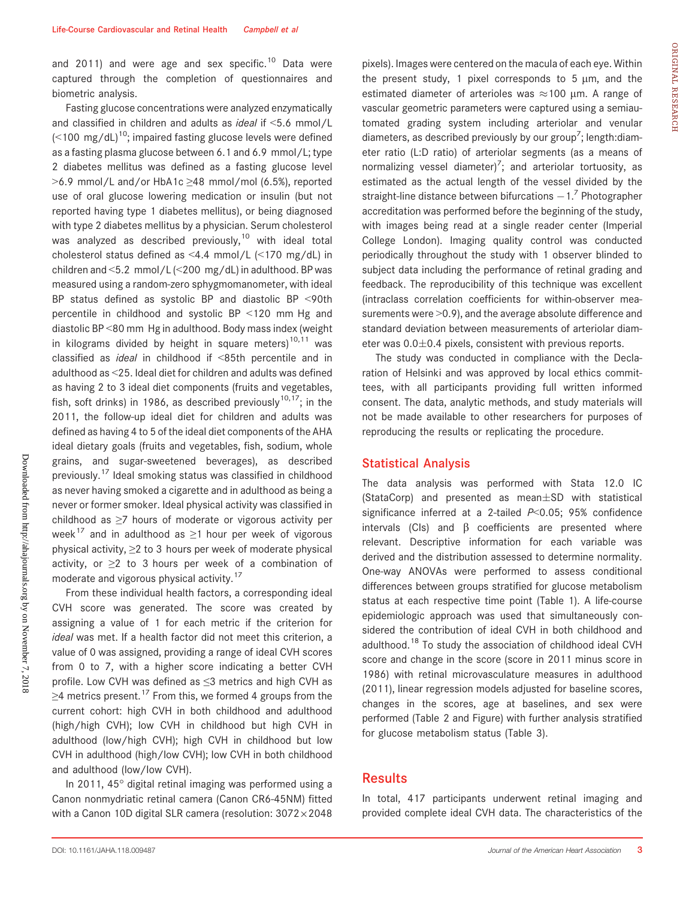and 2011) and were age and sex specific.[10] Data were captured through the completion of questionnaires and biometric analysis.

Fasting glucose concentrations were analyzed enzymatically and classified in children and adults as *ideal* if <5.6 mmol/L (<100 mg/dL)[10]; impaired fasting glucose levels were defined as a fasting plasma glucose between 6.1 and 6.9 mmol/L; type 2 diabetes mellitus was defined as a fasting glucose level >6.9 mmol/L and/or HbA1c ≥48 mmol/mol (6.5%), reported use of oral glucose lowering medication or insulin (but not reported having type 1 diabetes mellitus), or being diagnosed with type 2 diabetes mellitus by a physician. Serum cholesterol was analyzed as described previously,[10] with ideal total cholesterol status defined as <4.4 mmol/L (<170 mg/dL) in children and <5.2 mmol/L (<200 mg/dL) in adulthood. BP was measured using a random-zero sphygmomanometer, with ideal BP status defined as systolic BP and diastolic BP <90th percentile in childhood and systolic BP <120 mm Hg and diastolic BP <80 mm Hg in adulthood. Body mass index (weight in kilograms divided by height in square meters)[10,11] was classified as *ideal* in childhood if <85th percentile and in adulthood as <25. Ideal diet for children and adults was defined as having 2 to 3 ideal diet components (fruits and vegetables, fish, soft drinks) in 1986, as described previously[10,17]; in the 2011, the follow-up ideal diet for children and adults was defined as having 4 to 5 of the ideal diet components of the AHA ideal dietary goals (fruits and vegetables, fish, sodium, whole grains, and sugar-sweetened beverages), as described previously.[17] Ideal smoking status was classified in childhood as never having smoked a cigarette and in adulthood as being a never or former smoker. Ideal physical activity was classified in childhood as ≥7 hours of moderate or vigorous activity per week[17] and in adulthood as ≥1 hour per week of vigorous physical activity, ≥2 to 3 hours per week of moderate physical activity, or ≥2 to 3 hours per week of a combination of moderate and vigorous physical activity.[17]

From these individual health factors, a corresponding ideal CVH score was generated. The score was created by assigning a value of 1 for each metric if the criterion for *ideal* was met. If a health factor did not meet this criterion, a value of 0 was assigned, providing a range of ideal CVH scores from 0 to 7, with a higher score indicating a better CVH profile. Low CVH was defined as ≤3 metrics and high CVH as ≥4 metrics present.[17] From this, we formed 4 groups from the current cohort: high CVH in both childhood and adulthood (high/high CVH); low CVH in childhood but high CVH in adulthood (low/high CVH); high CVH in childhood but low CVH in adulthood (high/low CVH); low CVH in both childhood and adulthood (low/low CVH).

In 2011, 45° digital retinal imaging was performed using a Canon nonmydriatic retinal camera (Canon CR6-45NM) fitted with a Canon 10D digital SLR camera (resolution: 3072×2048 pixels). Images were centered on the macula of each eye. Within the present study, 1 pixel corresponds to 5 μm, and the estimated diameter of arterioles was ≈100 μm. A range of vascular geometric parameters were captured using a semiautomated grading system including arteriolar and venular diameters, as described previously by our group[7]; length:diameter ratio (L:D ratio) of arteriolar segments (as a means of normalizing vessel diameter)[7]; and arteriolar tortuosity, as estimated as the actual length of the vessel divided by the straight-line distance between bifurcations −1.[7] Photographer accreditation was performed before the beginning of the study, with images being read at a single reader center (Imperial College London). Imaging quality control was conducted periodically throughout the study with 1 observer blinded to subject data including the performance of retinal grading and feedback. The reproducibility of this technique was excellent (intraclass correlation coefficients for within-observer measurements were >0.9), and the average absolute difference and standard deviation between measurements of arteriolar diameter was 0.0±0.4 pixels, consistent with previous reports.

The study was conducted in compliance with the Declaration of Helsinki and was approved by local ethics committees, with all participants providing full written informed consent. The data, analytic methods, and study materials will not be made available to other researchers for purposes of reproducing the results or replicating the procedure.

## Statistical Analysis

The data analysis was performed with Stata 12.0 IC (StataCorp) and presented as mean±SD with statistical significance inferred at a 2-tailed $P<0.05$; 95% confidence intervals (CIs) and β coefficients are presented where relevant. Descriptive information for each variable was derived and the distribution assessed to determine normality. One-way ANOVAs were performed to assess conditional differences between groups stratified for glucose metabolism status at each respective time point (Table 1). A life-course epidemiologic approach was used that simultaneously considered the contribution of ideal CVH in both childhood and adulthood.[18] To study the association of childhood ideal CVH score and change in the score (score in 2011 minus score in 1986) with retinal microvasculature measures in adulthood (2011), linear regression models adjusted for baseline scores, changes in the scores, age at baselines, and sex were performed (Table 2 and Figure) with further analysis stratified for glucose metabolism status (Table 3).

## Results

In total, 417 participants underwent retinal imaging and provided complete ideal CVH data. The characteristics of the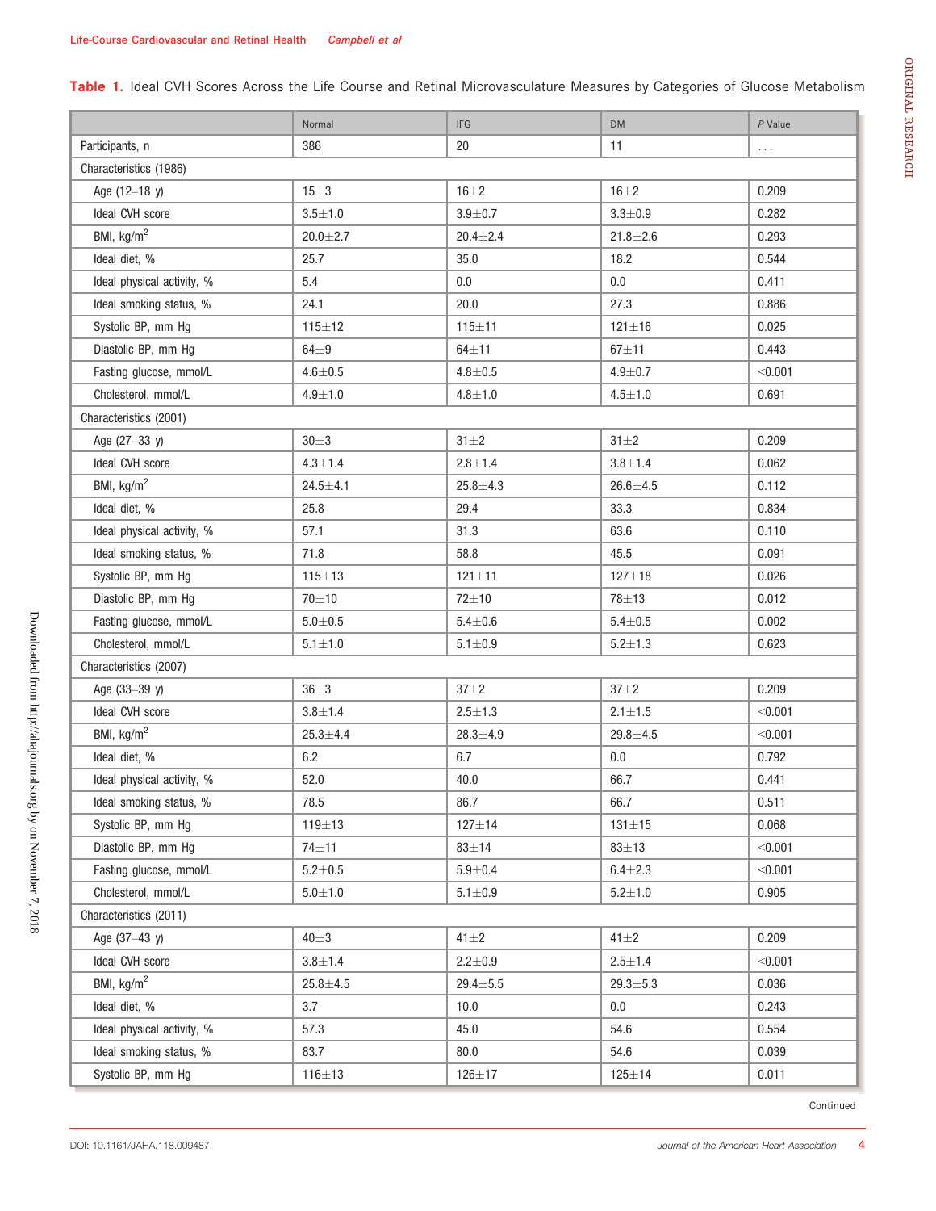**Table 1.** Ideal CVH Scores Across the Life Course and Retinal Microvasculature Measures by Categories of Glucose Metabolism

|  | Normal | IFG | DM | *P* Value |
|---|---|---|---|---|
| Participants, n | 386 | 20 | 11 | . . . |
| Characteristics (1986) |  |  |  |  |
| Age (12–18 y) | 15±3 | 16±2 | 16±2 | 0.209 |
| Ideal CVH score | 3.5±1.0 | 3.9±0.7 | 3.3±0.9 | 0.282 |
| BMI, kg/m$^2$ | 20.0±2.7 | 20.4±2.4 | 21.8±2.6 | 0.293 |
| Ideal diet, % | 25.7 | 35.0 | 18.2 | 0.544 |
| Ideal physical activity, % | 5.4 | 0.0 | 0.0 | 0.411 |
| Ideal smoking status, % | 24.1 | 20.0 | 27.3 | 0.886 |
| Systolic BP, mm Hg | 115±12 | 115±11 | 121±16 | 0.025 |
| Diastolic BP, mm Hg | 64±9 | 64±11 | 67±11 | 0.443 |
| Fasting glucose, mmol/L | 4.6±0.5 | 4.8±0.5 | 4.9±0.7 | <0.001 |
| Cholesterol, mmol/L | 4.9±1.0 | 4.8±1.0 | 4.5±1.0 | 0.691 |
| Characteristics (2001) |  |  |  |  |
| Age (27–33 y) | 30±3 | 31±2 | 31±2 | 0.209 |
| Ideal CVH score | 4.3±1.4 | 2.8±1.4 | 3.8±1.4 | 0.062 |
| BMI, kg/m$^2$ | 24.5±4.1 | 25.8±4.3 | 26.6±4.5 | 0.112 |
| Ideal diet, % | 25.8 | 29.4 | 33.3 | 0.834 |
| Ideal physical activity, % | 57.1 | 31.3 | 63.6 | 0.110 |
| Ideal smoking status, % | 71.8 | 58.8 | 45.5 | 0.091 |
| Systolic BP, mm Hg | 115±13 | 121±11 | 127±18 | 0.026 |
| Diastolic BP, mm Hg | 70±10 | 72±10 | 78±13 | 0.012 |
| Fasting glucose, mmol/L | 5.0±0.5 | 5.4±0.6 | 5.4±0.5 | 0.002 |
| Cholesterol, mmol/L | 5.1±1.0 | 5.1±0.9 | 5.2±1.3 | 0.623 |
| Characteristics (2007) |  |  |  |  |
| Age (33–39 y) | 36±3 | 37±2 | 37±2 | 0.209 |
| Ideal CVH score | 3.8±1.4 | 2.5±1.3 | 2.1±1.5 | <0.001 |
| BMI, kg/m$^2$ | 25.3±4.4 | 28.3±4.9 | 29.8±4.5 | <0.001 |
| Ideal diet, % | 6.2 | 6.7 | 0.0 | 0.792 |
| Ideal physical activity, % | 52.0 | 40.0 | 66.7 | 0.441 |
| Ideal smoking status, % | 78.5 | 86.7 | 66.7 | 0.511 |
| Systolic BP, mm Hg | 119±13 | 127±14 | 131±15 | 0.068 |
| Diastolic BP, mm Hg | 74±11 | 83±14 | 83±13 | <0.001 |
| Fasting glucose, mmol/L | 5.2±0.5 | 5.9±0.4 | 6.4±2.3 | <0.001 |
| Cholesterol, mmol/L | 5.0±1.0 | 5.1±0.9 | 5.2±1.0 | 0.905 |
| Characteristics (2011) |  |  |  |  |
| Age (37–43 y) | 40±3 | 41±2 | 41±2 | 0.209 |
| Ideal CVH score | 3.8±1.4 | 2.2±0.9 | 2.5±1.4 | <0.001 |
| BMI, kg/m$^2$ | 25.8±4.5 | 29.4±5.5 | 29.3±5.3 | 0.036 |
| Ideal diet, % | 3.7 | 10.0 | 0.0 | 0.243 |
| Ideal physical activity, % | 57.3 | 45.0 | 54.6 | 0.554 |
| Ideal smoking status, % | 83.7 | 80.0 | 54.6 | 0.039 |
| Systolic BP, mm Hg | 116±13 | 126±17 | 125±14 | 0.011 |

Continued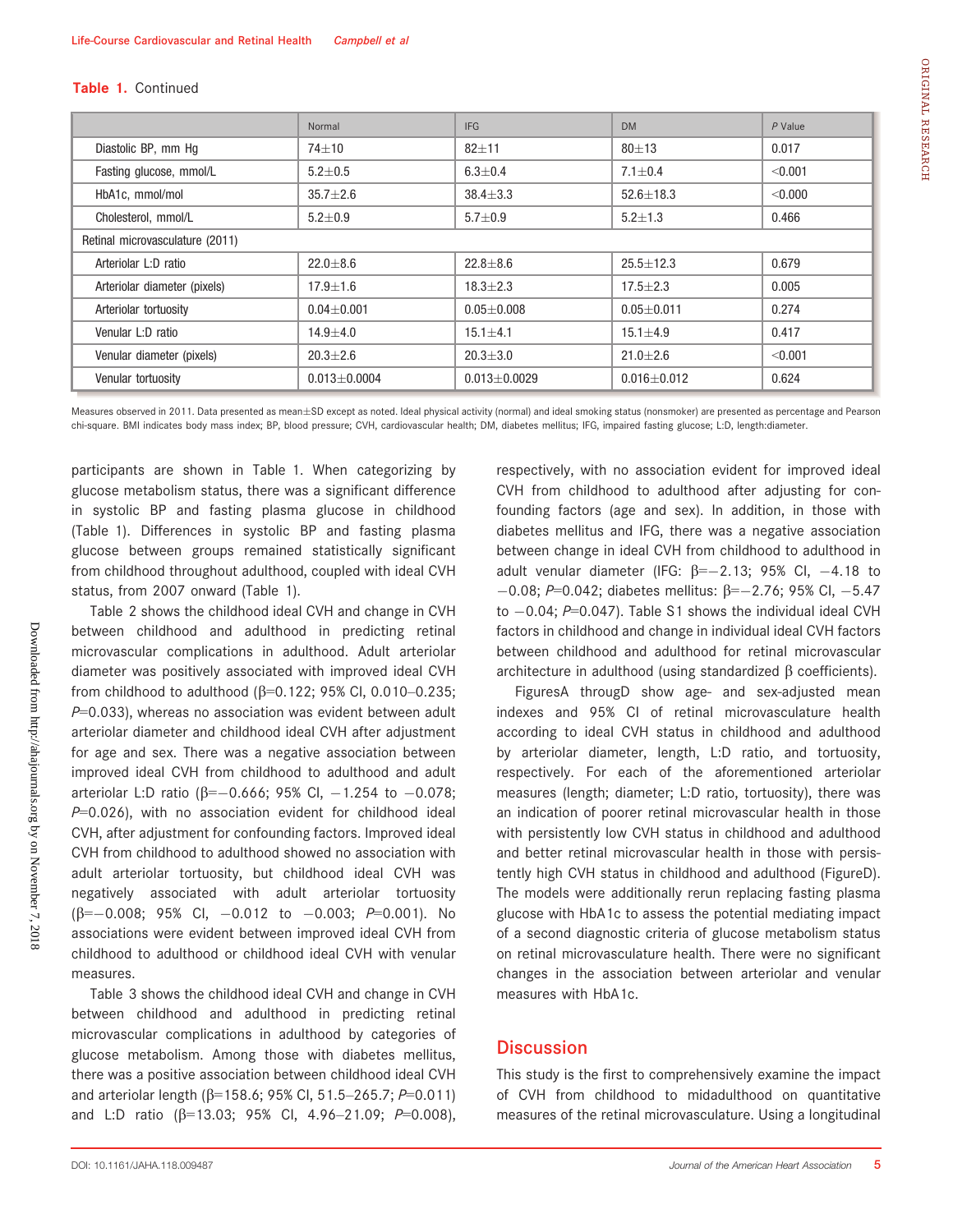**Table 1.** Continued

| | Normal | IFG | DM | *P* Value |
|---|---|---|---|---|
| Diastolic BP, mm Hg | 74±10 | 82±11 | 80±13 | 0.017 |
| Fasting glucose, mmol/L | 5.2±0.5 | 6.3±0.4 | 7.1±0.4 | <0.001 |
| HbA1c, mmol/mol | 35.7±2.6 | 38.4±3.3 | 52.6±18.3 | <0.000 |
| Cholesterol, mmol/L | 5.2±0.9 | 5.7±0.9 | 5.2±1.3 | 0.466 |
| Retinal microvasculature (2011) | | | | |
| Arteriolar L:D ratio | 22.0±8.6 | 22.8±8.6 | 25.5±12.3 | 0.679 |
| Arteriolar diameter (pixels) | 17.9±1.6 | 18.3±2.3 | 17.5±2.3 | 0.005 |
| Arteriolar tortuosity | 0.04±0.001 | 0.05±0.008 | 0.05±0.011 | 0.274 |
| Venular L:D ratio | 14.9±4.0 | 15.1±4.1 | 15.1±4.9 | 0.417 |
| Venular diameter (pixels) | 20.3±2.6 | 20.3±3.0 | 21.0±2.6 | <0.001 |
| Venular tortuosity | 0.013±0.0004 | 0.013±0.0029 | 0.016±0.012 | 0.624 |

Measures observed in 2011. Data presented as mean±SD except as noted. Ideal physical activity (normal) and ideal smoking status (nonsmoker) are presented as percentage and Pearson chi-square. BMI indicates body mass index; BP, blood pressure; CVH, cardiovascular health; DM, diabetes mellitus; IFG, impaired fasting glucose; L:D, length:diameter.

participants are shown in Table 1. When categorizing by glucose metabolism status, there was a significant difference in systolic BP and fasting plasma glucose in childhood (Table 1). Differences in systolic BP and fasting plasma glucose between groups remained statistically significant from childhood throughout adulthood, coupled with ideal CVH status, from 2007 onward (Table 1).

Table 2 shows the childhood ideal CVH and change in CVH between childhood and adulthood in predicting retinal microvascular complications in adulthood. Adult arteriolar diameter was positively associated with improved ideal CVH from childhood to adulthood ($\beta$=0.122; 95% CI, 0.010–0.235; $P$=0.033), whereas no association was evident between adult arteriolar diameter and childhood ideal CVH after adjustment for age and sex. There was a negative association between improved ideal CVH from childhood to adulthood and adult arteriolar L:D ratio ($\beta$=−0.666; 95% CI, −1.254 to −0.078; $P$=0.026), with no association evident for childhood ideal CVH, after adjustment for confounding factors. Improved ideal CVH from childhood to adulthood showed no association with adult arteriolar tortuosity, but childhood ideal CVH was negatively associated with adult arteriolar tortuosity ($\beta$=−0.008; 95% CI, −0.012 to −0.003; $P$=0.001). No associations were evident between improved ideal CVH from childhood to adulthood or childhood ideal CVH with venular measures.

Table 3 shows the childhood ideal CVH and change in CVH between childhood and adulthood in predicting retinal microvascular complications in adulthood by categories of glucose metabolism. Among those with diabetes mellitus, there was a positive association between childhood ideal CVH and arteriolar length ($\beta$=158.6; 95% CI, 51.5–265.7; $P$=0.011) and L:D ratio ($\beta$=13.03; 95% CI, 4.96–21.09; $P$=0.008), respectively, with no association evident for improved ideal CVH from childhood to adulthood after adjusting for confounding factors (age and sex). In addition, in those with diabetes mellitus and IFG, there was a negative association between change in ideal CVH from childhood to adulthood in adult venular diameter (IFG: $\beta$=−2.13; 95% CI, −4.18 to −0.08; $P$=0.042; diabetes mellitus: $\beta$=−2.76; 95% CI, −5.47 to −0.04; $P$=0.047). Table S1 shows the individual ideal CVH factors in childhood and change in individual ideal CVH factors between childhood and adulthood for retinal microvascular architecture in adulthood (using standardized $\beta$ coefficients).

FiguresA througD show age- and sex-adjusted mean indexes and 95% CI of retinal microvasculature health according to ideal CVH status in childhood and adulthood by arteriolar diameter, length, L:D ratio, and tortuosity, respectively. For each of the aforementioned arteriolar measures (length; diameter; L:D ratio, tortuosity), there was an indication of poorer retinal microvascular health in those with persistently low CVH status in childhood and adulthood and better retinal microvascular health in those with persistently high CVH status in childhood and adulthood (FigureD). The models were additionally rerun replacing fasting plasma glucose with HbA1c to assess the potential mediating impact of a second diagnostic criteria of glucose metabolism status on retinal microvasculature health. There were no significant changes in the association between arteriolar and venular measures with HbA1c.

## Discussion

This study is the first to comprehensively examine the impact of CVH from childhood to midadulthood on quantitative measures of the retinal microvasculature. Using a longitudinal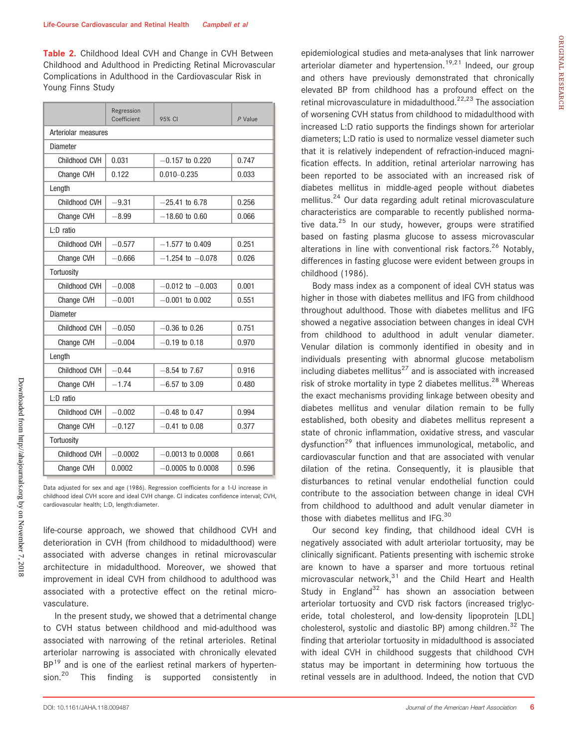**Table 2.** Childhood Ideal CVH and Change in CVH Between Childhood and Adulthood in Predicting Retinal Microvascular Complications in Adulthood in the Cardiovascular Risk in Young Finns Study

| | Regression Coefficient | 95% CI | *P* Value |
|---|---|---|---|
| Arteriolar measures | | | |
| Diameter | | | |
| Childhood CVH | 0.031 | −0.157 to 0.220 | 0.747 |
| Change CVH | 0.122 | 0.010–0.235 | 0.033 |
| Length | | | |
| Childhood CVH | −9.31 | −25.41 to 6.78 | 0.256 |
| Change CVH | −8.99 | −18.60 to 0.60 | 0.066 |
| L:D ratio | | | |
| Childhood CVH | −0.577 | −1.577 to 0.409 | 0.251 |
| Change CVH | −0.666 | −1.254 to −0.078 | 0.026 |
| Tortuosity | | | |
| Childhood CVH | −0.008 | −0.012 to −0.003 | 0.001 |
| Change CVH | −0.001 | −0.001 to 0.002 | 0.551 |
| Diameter | | | |
| Childhood CVH | −0.050 | −0.36 to 0.26 | 0.751 |
| Change CVH | −0.004 | −0.19 to 0.18 | 0.970 |
| Length | | | |
| Childhood CVH | −0.44 | −8.54 to 7.67 | 0.916 |
| Change CVH | −1.74 | −6.57 to 3.09 | 0.480 |
| L:D ratio | | | |
| Childhood CVH | −0.002 | −0.48 to 0.47 | 0.994 |
| Change CVH | −0.127 | −0.41 to 0.08 | 0.377 |
| Tortuosity | | | |
| Childhood CVH | −0.0002 | −0.0013 to 0.0008 | 0.661 |
| Change CVH | 0.0002 | −0.0005 to 0.0008 | 0.596 |

Data adjusted for sex and age (1986). Regression coefficients for a 1-U increase in childhood ideal CVH score and ideal CVH change. CI indicates confidence interval; CVH, cardiovascular health; L:D, length:diameter.

life-course approach, we showed that childhood CVH and deterioration in CVH (from childhood to midadulthood) were associated with adverse changes in retinal microvascular architecture in midadulthood. Moreover, we showed that improvement in ideal CVH from childhood to adulthood was associated with a protective effect on the retinal microvasculature.

In the present study, we showed that a detrimental change to CVH status between childhood and mid-adulthood was associated with narrowing of the retinal arterioles. Retinal arteriolar narrowing is associated with chronically elevated BP[19] and is one of the earliest retinal markers of hypertension.[20] This finding is supported consistently in epidemiological studies and meta-analyses that link narrower arteriolar diameter and hypertension.[19,21] Indeed, our group and others have previously demonstrated that chronically elevated BP from childhood has a profound effect on the retinal microvasculature in midadulthood.[22,23] The association of worsening CVH status from childhood to midadulthood with increased L:D ratio supports the findings shown for arteriolar diameters; L:D ratio is used to normalize vessel diameter such that it is relatively independent of refraction-induced magnification effects. In addition, retinal arteriolar narrowing has been reported to be associated with an increased risk of diabetes mellitus in middle-aged people without diabetes mellitus.[24] Our data regarding adult retinal microvasculature characteristics are comparable to recently published normative data.[25] In our study, however, groups were stratified based on fasting plasma glucose to assess microvascular alterations in line with conventional risk factors.[26] Notably, differences in fasting glucose were evident between groups in childhood (1986).

Body mass index as a component of ideal CVH status was higher in those with diabetes mellitus and IFG from childhood throughout adulthood. Those with diabetes mellitus and IFG showed a negative association between changes in ideal CVH from childhood to adulthood in adult venular diameter. Venular dilation is commonly identified in obesity and in individuals presenting with abnormal glucose metabolism including diabetes mellitus[27] and is associated with increased risk of stroke mortality in type 2 diabetes mellitus.[28] Whereas the exact mechanisms providing linkage between obesity and diabetes mellitus and venular dilation remain to be fully established, both obesity and diabetes mellitus represent a state of chronic inflammation, oxidative stress, and vascular dysfunction[29] that influences immunological, metabolic, and cardiovascular function and that are associated with venular dilation of the retina. Consequently, it is plausible that disturbances to retinal venular endothelial function could contribute to the association between change in ideal CVH from childhood to adulthood and adult venular diameter in those with diabetes mellitus and IFG.[30]

Our second key finding, that childhood ideal CVH is negatively associated with adult arteriolar tortuosity, may be clinically significant. Patients presenting with ischemic stroke are known to have a sparser and more tortuous retinal microvascular network,[31] and the Child Heart and Health Study in England[32] has shown an association between arteriolar tortuosity and CVD risk factors (increased triglyceride, total cholesterol, and low-density lipoprotein [LDL] cholesterol, systolic and diastolic BP) among children.[32] The finding that arteriolar tortuosity in midadulthood is associated with ideal CVH in childhood suggests that childhood CVH status may be important in determining how tortuous the retinal vessels are in adulthood. Indeed, the notion that CVD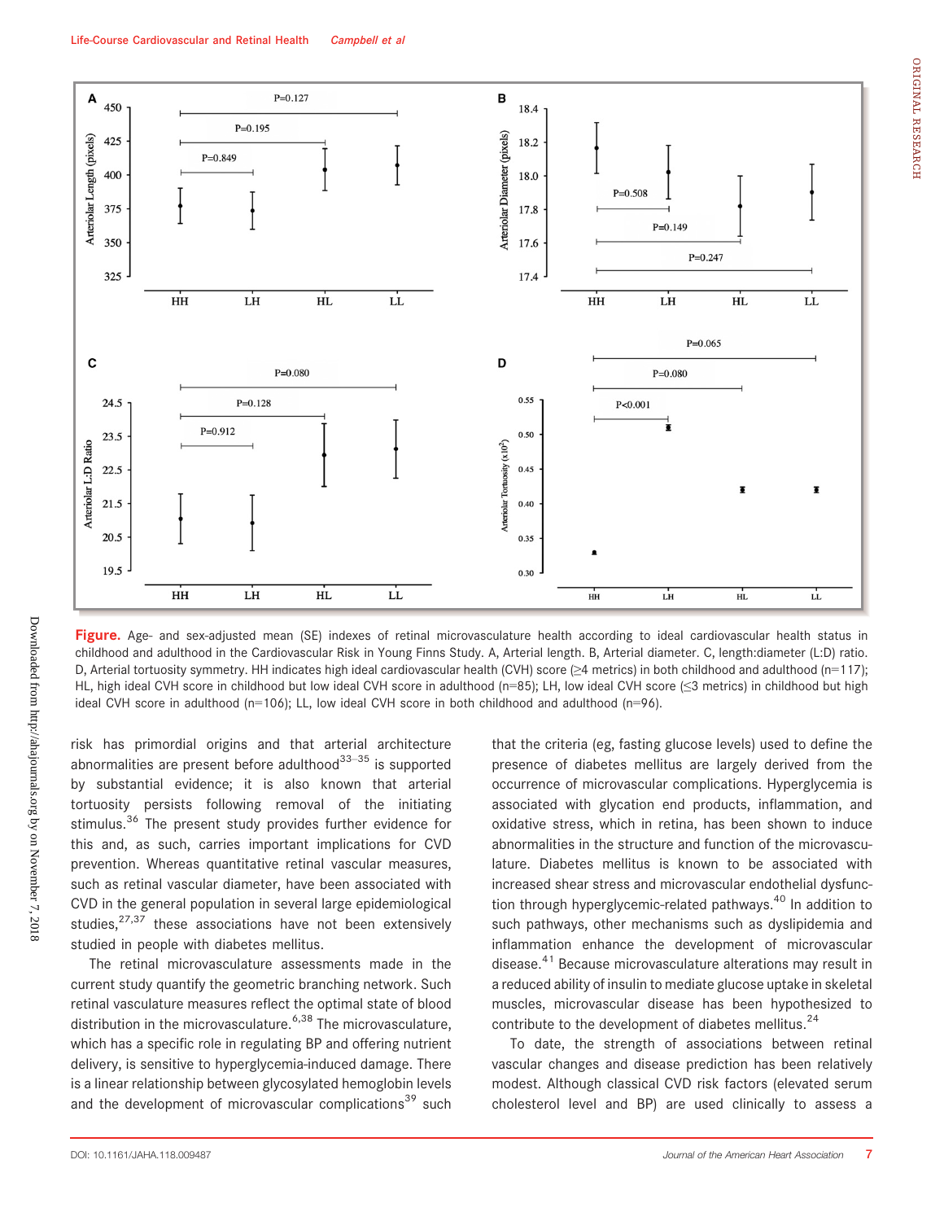**Figure.** Age- and sex-adjusted mean (SE) indexes of retinal microvasculature health according to ideal cardiovascular health status in childhood and adulthood in the Cardiovascular Risk in Young Finns Study. A, Arterial length. B, Arterial diameter. C, length:diameter (L:D) ratio. D, Arterial tortuosity symmetry. HH indicates high ideal cardiovascular health (CVH) score (≥4 metrics) in both childhood and adulthood (n=117); HL, high ideal CVH score in childhood but low ideal CVH score in adulthood (n=85); LH, low ideal CVH score (≤3 metrics) in childhood but high ideal CVH score in adulthood (n=106); LL, low ideal CVH score in both childhood and adulthood (n=96).

risk has primordial origins and that arterial architecture abnormalities are present before adulthood[33–35] is supported by substantial evidence; it is also known that arterial tortuosity persists following removal of the initiating stimulus.[36] The present study provides further evidence for this and, as such, carries important implications for CVD prevention. Whereas quantitative retinal vascular measures, such as retinal vascular diameter, have been associated with CVD in the general population in several large epidemiological studies,[27,37] these associations have not been extensively studied in people with diabetes mellitus.

The retinal microvasculature assessments made in the current study quantify the geometric branching network. Such retinal vasculature measures reflect the optimal state of blood distribution in the microvasculature.[6,38] The microvasculature, which has a specific role in regulating BP and offering nutrient delivery, is sensitive to hyperglycemia-induced damage. There is a linear relationship between glycosylated hemoglobin levels and the development of microvascular complications[39] such that the criteria (eg, fasting glucose levels) used to define the presence of diabetes mellitus are largely derived from the occurrence of microvascular complications. Hyperglycemia is associated with glycation end products, inflammation, and oxidative stress, which in retina, has been shown to induce abnormalities in the structure and function of the microvasculature. Diabetes mellitus is known to be associated with increased shear stress and microvascular endothelial dysfunction through hyperglycemic-related pathways.[40] In addition to such pathways, other mechanisms such as dyslipidemia and inflammation enhance the development of microvascular disease.[41] Because microvasculature alterations may result in a reduced ability of insulin to mediate glucose uptake in skeletal muscles, microvascular disease has been hypothesized to contribute to the development of diabetes mellitus.[24]

To date, the strength of associations between retinal vascular changes and disease prediction has been relatively modest. Although classical CVD risk factors (elevated serum cholesterol level and BP) are used clinically to assess a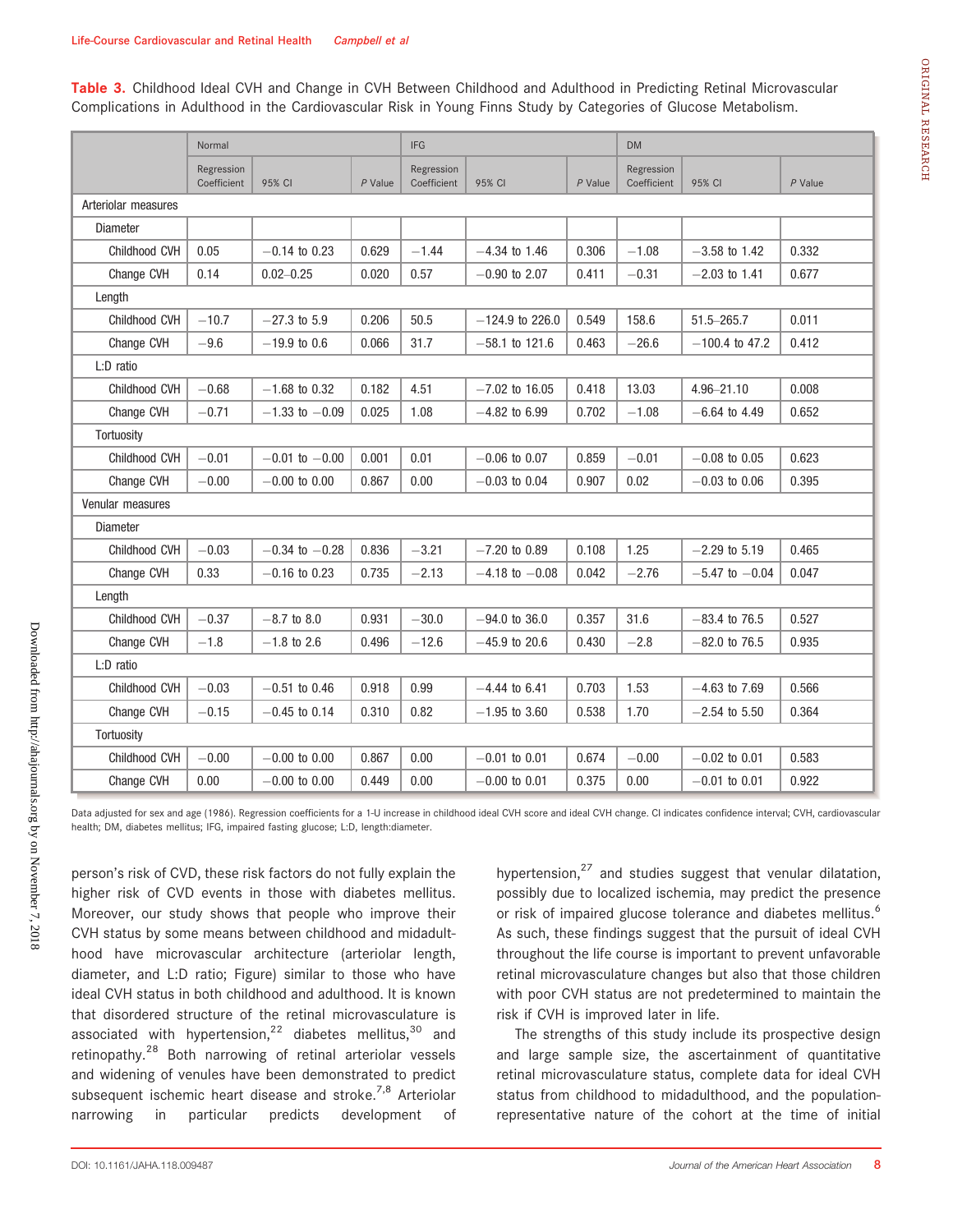**Table 3.** Childhood Ideal CVH and Change in CVH Between Childhood and Adulthood in Predicting Retinal Microvascular Complications in Adulthood in the Cardiovascular Risk in Young Finns Study by Categories of Glucose Metabolism.

| | Normal | | | IFG | | | DM | | |
|---|---|---|---|---|---|---|---|---|---|
| | Regression Coefficient | 95% CI | P Value | Regression Coefficient | 95% CI | P Value | Regression Coefficient | 95% CI | P Value |
| Arteriolar measures | | | | | | | | | |
| Diameter | | | | | | | | | |
| Childhood CVH | 0.05 | −0.14 to 0.23 | 0.629 | −1.44 | −4.34 to 1.46 | 0.306 | −1.08 | −3.58 to 1.42 | 0.332 |
| Change CVH | 0.14 | 0.02–0.25 | 0.020 | 0.57 | −0.90 to 2.07 | 0.411 | −0.31 | −2.03 to 1.41 | 0.677 |
| Length | | | | | | | | | |
| Childhood CVH | −10.7 | −27.3 to 5.9 | 0.206 | 50.5 | −124.9 to 226.0 | 0.549 | 158.6 | 51.5–265.7 | 0.011 |
| Change CVH | −9.6 | −19.9 to 0.6 | 0.066 | 31.7 | −58.1 to 121.6 | 0.463 | −26.6 | −100.4 to 47.2 | 0.412 |
| L:D ratio | | | | | | | | | |
| Childhood CVH | −0.68 | −1.68 to 0.32 | 0.182 | 4.51 | −7.02 to 16.05 | 0.418 | 13.03 | 4.96–21.10 | 0.008 |
| Change CVH | −0.71 | −1.33 to −0.09 | 0.025 | 1.08 | −4.82 to 6.99 | 0.702 | −1.08 | −6.64 to 4.49 | 0.652 |
| Tortuosity | | | | | | | | | |
| Childhood CVH | −0.01 | −0.01 to −0.00 | 0.001 | 0.01 | −0.06 to 0.07 | 0.859 | −0.01 | −0.08 to 0.05 | 0.623 |
| Change CVH | −0.00 | −0.00 to 0.00 | 0.867 | 0.00 | −0.03 to 0.04 | 0.907 | 0.02 | −0.03 to 0.06 | 0.395 |
| Venular measures | | | | | | | | | |
| Diameter | | | | | | | | | |
| Childhood CVH | −0.03 | −0.34 to −0.28 | 0.836 | −3.21 | −7.20 to 0.89 | 0.108 | 1.25 | −2.29 to 5.19 | 0.465 |
| Change CVH | 0.33 | −0.16 to 0.23 | 0.735 | −2.13 | −4.18 to −0.08 | 0.042 | −2.76 | −5.47 to −0.04 | 0.047 |
| Length | | | | | | | | | |
| Childhood CVH | −0.37 | −8.7 to 8.0 | 0.931 | −30.0 | −94.0 to 36.0 | 0.357 | 31.6 | −83.4 to 76.5 | 0.527 |
| Change CVH | −1.8 | −1.8 to 2.6 | 0.496 | −12.6 | −45.9 to 20.6 | 0.430 | −2.8 | −82.0 to 76.5 | 0.935 |
| L:D ratio | | | | | | | | | |
| Childhood CVH | −0.03 | −0.51 to 0.46 | 0.918 | 0.99 | −4.44 to 6.41 | 0.703 | 1.53 | −4.63 to 7.69 | 0.566 |
| Change CVH | −0.15 | −0.45 to 0.14 | 0.310 | 0.82 | −1.95 to 3.60 | 0.538 | 1.70 | −2.54 to 5.50 | 0.364 |
| Tortuosity | | | | | | | | | |
| Childhood CVH | −0.00 | −0.00 to 0.00 | 0.867 | 0.00 | −0.01 to 0.01 | 0.674 | −0.00 | −0.02 to 0.01 | 0.583 |
| Change CVH | 0.00 | −0.00 to 0.00 | 0.449 | 0.00 | −0.00 to 0.01 | 0.375 | 0.00 | −0.01 to 0.01 | 0.922 |

Data adjusted for sex and age (1986). Regression coefficients for a 1-U increase in childhood ideal CVH score and ideal CVH change. CI indicates confidence interval; CVH, cardiovascular health; DM, diabetes mellitus; IFG, impaired fasting glucose; L:D, length:diameter.

person's risk of CVD, these risk factors do not fully explain the higher risk of CVD events in those with diabetes mellitus. Moreover, our study shows that people who improve their CVH status by some means between childhood and midadulthood have microvascular architecture (arteriolar length, diameter, and L:D ratio; Figure) similar to those who have ideal CVH status in both childhood and adulthood. It is known that disordered structure of the retinal microvasculature is associated with hypertension,[22] diabetes mellitus,[30] and retinopathy.[28] Both narrowing of retinal arteriolar vessels and widening of venules have been demonstrated to predict subsequent ischemic heart disease and stroke.[7,8] Arteriolar narrowing in particular predicts development of hypertension,[27] and studies suggest that venular dilatation, possibly due to localized ischemia, may predict the presence or risk of impaired glucose tolerance and diabetes mellitus.[6] As such, these findings suggest that the pursuit of ideal CVH throughout the life course is important to prevent unfavorable retinal microvasculature changes but also that those children with poor CVH status are not predetermined to maintain the risk if CVH is improved later in life.

The strengths of this study include its prospective design and large sample size, the ascertainment of quantitative retinal microvasculature status, complete data for ideal CVH status from childhood to midadulthood, and the population-representative nature of the cohort at the time of initial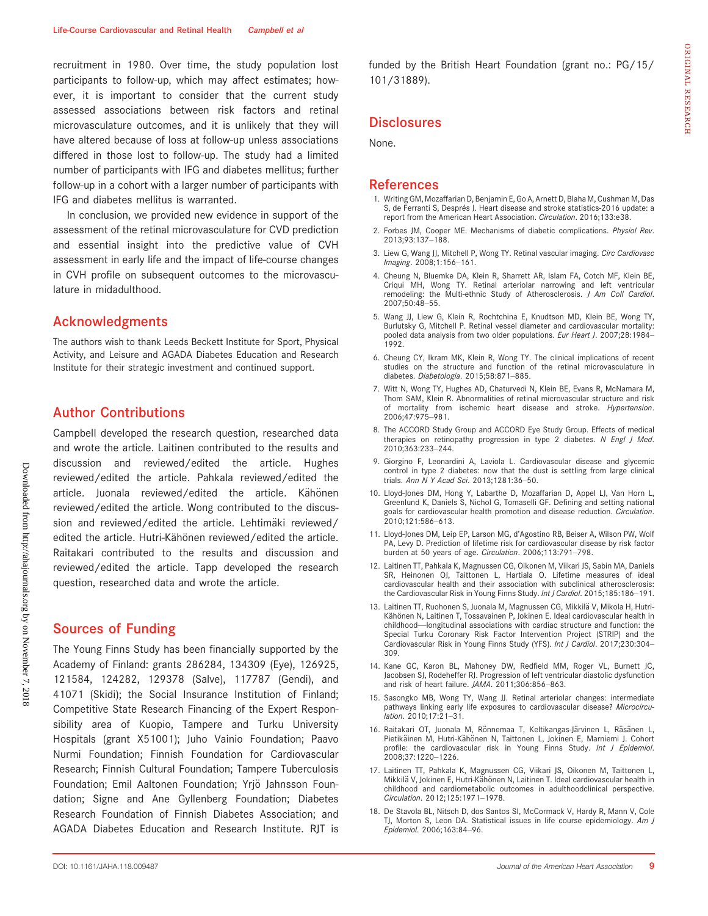recruitment in 1980. Over time, the study population lost participants to follow-up, which may affect estimates; however, it is important to consider that the current study assessed associations between risk factors and retinal microvasculature outcomes, and it is unlikely that they will have altered because of loss at follow-up unless associations differed in those lost to follow-up. The study had a limited number of participants with IFG and diabetes mellitus; further follow-up in a cohort with a larger number of participants with IFG and diabetes mellitus is warranted.

In conclusion, we provided new evidence in support of the assessment of the retinal microvasculature for CVD prediction and essential insight into the predictive value of CVH assessment in early life and the impact of life-course changes in CVH profile on subsequent outcomes to the microvasculature in midadulthood.

## Acknowledgments

The authors wish to thank Leeds Beckett Institute for Sport, Physical Activity, and Leisure and AGADA Diabetes Education and Research Institute for their strategic investment and continued support.

## Author Contributions

Campbell developed the research question, researched data and wrote the article. Laitinen contributed to the results and discussion and reviewed/edited the article. Hughes reviewed/edited the article. Pahkala reviewed/edited the article. Juonala reviewed/edited the article. Kähönen reviewed/edited the article. Wong contributed to the discussion and reviewed/edited the article. Lehtimäki reviewed/edited the article. Hutri-Kähönen reviewed/edited the article. Raitakari contributed to the results and discussion and reviewed/edited the article. Tapp developed the research question, researched data and wrote the article.

## Sources of Funding

The Young Finns Study has been financially supported by the Academy of Finland: grants 286284, 134309 (Eye), 126925, 121584, 124282, 129378 (Salve), 117787 (Gendi), and 41071 (Skidi); the Social Insurance Institution of Finland; Competitive State Research Financing of the Expert Responsibility area of Kuopio, Tampere and Turku University Hospitals (grant X51001); Juho Vainio Foundation; Paavo Nurmi Foundation; Finnish Foundation for Cardiovascular Research; Finnish Cultural Foundation; Tampere Tuberculosis Foundation; Emil Aaltonen Foundation; Yrjö Jahnsson Foundation; Signe and Ane Gyllenberg Foundation; Diabetes Research Foundation of Finnish Diabetes Association; and AGADA Diabetes Education and Research Institute. RJT is funded by the British Heart Foundation (grant no.: PG/15/101/31889).

## Disclosures

None.

## References

1. Writing GM, Mozaffarian D, Benjamin E, Go A, Arnett D, Blaha M, Cushman M, Das S, de Ferranti S, Després J. Heart disease and stroke statistics-2016 update: a report from the American Heart Association. *Circulation*. 2016;133:e38.
2. Forbes JM, Cooper ME. Mechanisms of diabetic complications. *Physiol Rev*. 2013;93:137–188.
3. Liew G, Wang JJ, Mitchell P, Wong TY. Retinal vascular imaging. *Circ Cardiovasc Imaging*. 2008;1:156–161.
4. Cheung N, Bluemke DA, Klein R, Sharrett AR, Islam FA, Cotch MF, Klein BE, Criqui MH, Wong TY. Retinal arteriolar narrowing and left ventricular remodeling: the Multi-ethnic Study of Atherosclerosis. *J Am Coll Cardiol*. 2007;50:48–55.
5. Wang JJ, Liew G, Klein R, Rochtchina E, Knudtson MD, Klein BE, Wong TY, Burlutsky G, Mitchell P. Retinal vessel diameter and cardiovascular mortality: pooled data analysis from two older populations. *Eur Heart J*. 2007;28:1984–1992.
6. Cheung CY, Ikram MK, Klein R, Wong TY. The clinical implications of recent studies on the structure and function of the retinal microvasculature in diabetes. *Diabetologia*. 2015;58:871–885.
7. Witt N, Wong TY, Hughes AD, Chaturvedi N, Klein BE, Evans R, McNamara M, Thom SAM, Klein R. Abnormalities of retinal microvascular structure and risk of mortality from ischemic heart disease and stroke. *Hypertension*. 2006;47:975–981.
8. The ACCORD Study Group and ACCORD Eye Study Group. Effects of medical therapies on retinopathy progression in type 2 diabetes. *N Engl J Med*. 2010;363:233–244.
9. Giorgino F, Leonardini A, Laviola L. Cardiovascular disease and glycemic control in type 2 diabetes: now that the dust is settling from large clinical trials. *Ann N Y Acad Sci*. 2013;1281:36–50.
10. Lloyd-Jones DM, Hong Y, Labarthe D, Mozaffarian D, Appel LJ, Van Horn L, Greenlund K, Daniels S, Nichol G, Tomaselli GF. Defining and setting national goals for cardiovascular health promotion and disease reduction. *Circulation*. 2010;121:586–613.
11. Lloyd-Jones DM, Leip EP, Larson MG, d'Agostino RB, Beiser A, Wilson PW, Wolf PA, Levy D. Prediction of lifetime risk for cardiovascular disease by risk factor burden at 50 years of age. *Circulation*. 2006;113:791–798.
12. Laitinen TT, Pahkala K, Magnussen CG, Oikonen M, Viikari JS, Sabin MA, Daniels SR, Heinonen OJ, Taittonen L, Hartiala O. Lifetime measures of ideal cardiovascular health and their association with subclinical atherosclerosis: the Cardiovascular Risk in Young Finns Study. *Int J Cardiol*. 2015;185:186–191.
13. Laitinen TT, Ruohonen S, Juonala M, Magnussen CG, Mikkilä V, Mikola H, Hutri-Kähönen N, Laitinen T, Tossavainen P, Jokinen E. Ideal cardiovascular health in childhood—longitudinal associations with cardiac structure and function: the Special Turku Coronary Risk Factor Intervention Project (STRIP) and the Cardiovascular Risk in Young Finns Study (YFS). *Int J Cardiol*. 2017;230:304–309.
14. Kane GC, Karon BL, Mahoney DW, Redfield MM, Roger VL, Burnett JC, Jacobsen SJ, Rodeheffer RJ. Progression of left ventricular diastolic dysfunction and risk of heart failure. *JAMA*. 2011;306:856–863.
15. Sasongko MB, Wong TY, Wang JJ. Retinal arteriolar changes: intermediate pathways linking early life exposures to cardiovascular disease? *Microcirculation*. 2010;17:21–31.
16. Raitakari OT, Juonala M, Rönnemaa T, Keltikangas-Järvinen L, Räsänen L, Pietikäinen M, Hutri-Kähönen N, Taittonen L, Jokinen E, Marniemi J. Cohort profile: the cardiovascular risk in Young Finns Study. *Int J Epidemiol*. 2008;37:1220–1226.
17. Laitinen TT, Pahkala K, Magnussen CG, Viikari JS, Oikonen M, Taittonen L, Mikkilä V, Jokinen E, Hutri-Kähönen N, Laitinen T. Ideal cardiovascular health in childhood and cardiometabolic outcomes in adulthoodclinical perspective. *Circulation*. 2012;125:1971–1978.
18. De Stavola BL, Nitsch D, dos Santos SI, McCormack V, Hardy R, Mann V, Cole TJ, Morton S, Leon DA. Statistical issues in life course epidemiology. *Am J Epidemiol*. 2006;163:84–96.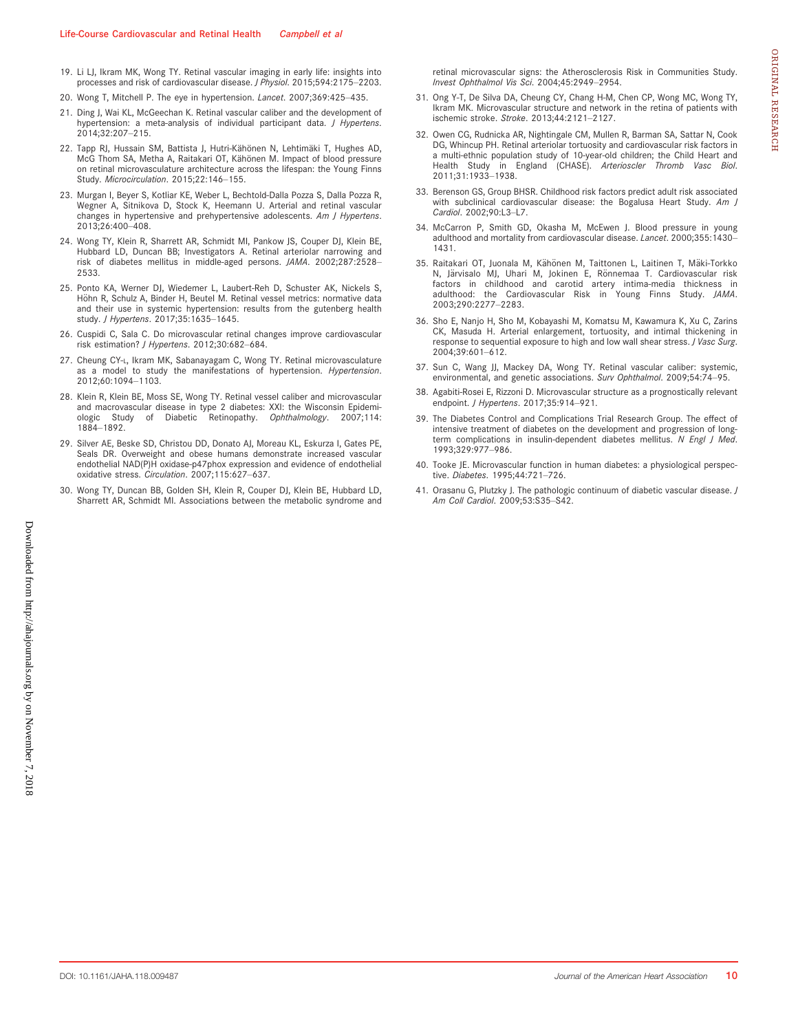19. Li LJ, Ikram MK, Wong TY. Retinal vascular imaging in early life: insights into processes and risk of cardiovascular disease. *J Physiol*. 2015;594:2175–2203.
20. Wong T, Mitchell P. The eye in hypertension. *Lancet*. 2007;369:425–435.
21. Ding J, Wai KL, McGeechan K. Retinal vascular caliber and the development of hypertension: a meta-analysis of individual participant data. *J Hypertens*. 2014;32:207–215.
22. Tapp RJ, Hussain SM, Battista J, Hutri-Kähönen N, Lehtimäki T, Hughes AD, McG Thom SA, Metha A, Raitakari OT, Kähönen M. Impact of blood pressure on retinal microvasculature architecture across the lifespan: the Young Finns Study. *Microcirculation*. 2015;22:146–155.
23. Murgan I, Beyer S, Kotliar KE, Weber L, Bechtold-Dalla Pozza S, Dalla Pozza R, Wegner A, Sitnikova D, Stock K, Heemann U. Arterial and retinal vascular changes in hypertensive and prehypertensive adolescents. *Am J Hypertens*. 2013;26:400–408.
24. Wong TY, Klein R, Sharrett AR, Schmidt MI, Pankow JS, Couper DJ, Klein BE, Hubbard LD, Duncan BB; Investigators A. Retinal arteriolar narrowing and risk of diabetes mellitus in middle-aged persons. *JAMA*. 2002;287:2528–2533.
25. Ponto KA, Werner DJ, Wiedemer L, Laubert-Reh D, Schuster AK, Nickels S, Höhn R, Schulz A, Binder H, Beutel M. Retinal vessel metrics: normative data and their use in systemic hypertension: results from the gutenberg health study. *J Hypertens*. 2017;35:1635–1645.
26. Cuspidi C, Sala C. Do microvascular retinal changes improve cardiovascular risk estimation? *J Hypertens*. 2012;30:682–684.
27. Cheung CY-L, Ikram MK, Sabanayagam C, Wong TY. Retinal microvasculature as a model to study the manifestations of hypertension. *Hypertension*. 2012;60:1094–1103.
28. Klein R, Klein BE, Moss SE, Wong TY. Retinal vessel caliber and microvascular and macrovascular disease in type 2 diabetes: XXI: the Wisconsin Epidemiologic Study of Diabetic Retinopathy. *Ophthalmology*. 2007;114:1884–1892.
29. Silver AE, Beske SD, Christou DD, Donato AJ, Moreau KL, Eskurza I, Gates PE, Seals DR. Overweight and obese humans demonstrate increased vascular endothelial NAD(P)H oxidase-p47phox expression and evidence of endothelial oxidative stress. *Circulation*. 2007;115:627–637.
30. Wong TY, Duncan BB, Golden SH, Klein R, Couper DJ, Klein BE, Hubbard LD, Sharrett AR, Schmidt MI. Associations between the metabolic syndrome and retinal microvascular signs: the Atherosclerosis Risk in Communities Study. *Invest Ophthalmol Vis Sci*. 2004;45:2949–2954.
31. Ong Y-T, De Silva DA, Cheung CY, Chang H-M, Chen CP, Wong MC, Wong TY, Ikram MK. Microvascular structure and network in the retina of patients with ischemic stroke. *Stroke*. 2013;44:2121–2127.
32. Owen CG, Rudnicka AR, Nightingale CM, Mullen R, Barman SA, Sattar N, Cook DG, Whincup PH. Retinal arteriolar tortuosity and cardiovascular risk factors in a multi-ethnic population study of 10-year-old children; the Child Heart and Health Study in England (CHASE). *Arterioscler Thromb Vasc Biol*. 2011;31:1933–1938.
33. Berenson GS, Group BHSR. Childhood risk factors predict adult risk associated with subclinical cardiovascular disease: the Bogalusa Heart Study. *Am J Cardiol*. 2002;90:L3–L7.
34. McCarron P, Smith GD, Okasha M, McEwen J. Blood pressure in young adulthood and mortality from cardiovascular disease. *Lancet*. 2000;355:1430–1431.
35. Raitakari OT, Juonala M, Kähönen M, Taittonen L, Laitinen T, Mäki-Torkko N, Järvisalo MJ, Uhari M, Jokinen E, Rönnemaa T. Cardiovascular risk factors in childhood and carotid artery intima-media thickness in adulthood: the Cardiovascular Risk in Young Finns Study. *JAMA*. 2003;290:2277–2283.
36. Sho E, Nanjo H, Sho M, Kobayashi M, Komatsu M, Kawamura K, Xu C, Zarins CK, Masuda H. Arterial enlargement, tortuosity, and intimal thickening in response to sequential exposure to high and low wall shear stress. *J Vasc Surg*. 2004;39:601–612.
37. Sun C, Wang JJ, Mackey DA, Wong TY. Retinal vascular caliber: systemic, environmental, and genetic associations. *Surv Ophthalmol*. 2009;54:74–95.
38. Agabiti-Rosei E, Rizzoni D. Microvascular structure as a prognostically relevant endpoint. *J Hypertens*. 2017;35:914–921.
39. The Diabetes Control and Complications Trial Research Group. The effect of intensive treatment of diabetes on the development and progression of long-term complications in insulin-dependent diabetes mellitus. *N Engl J Med*. 1993;329:977–986.
40. Tooke JE. Microvascular function in human diabetes: a physiological perspective. *Diabetes*. 1995;44:721–726.
41. Orasanu G, Plutzky J. The pathologic continuum of diabetic vascular disease. *J Am Coll Cardiol*. 2009;53:S35–S42.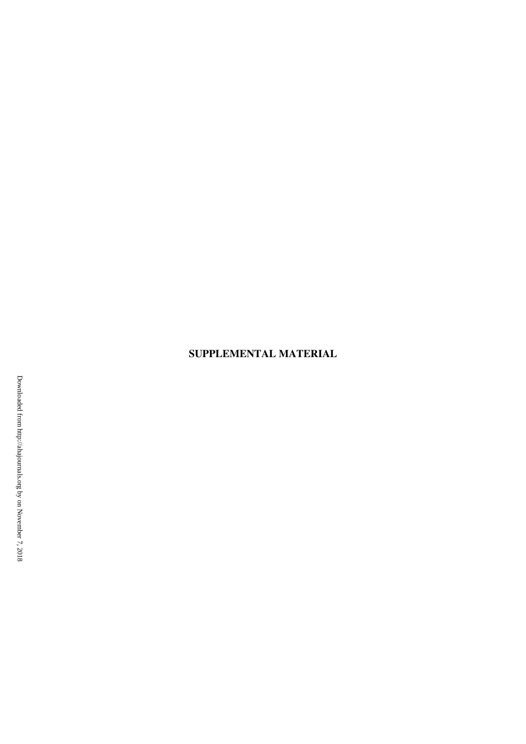**SUPPLEMENTAL MATERIAL**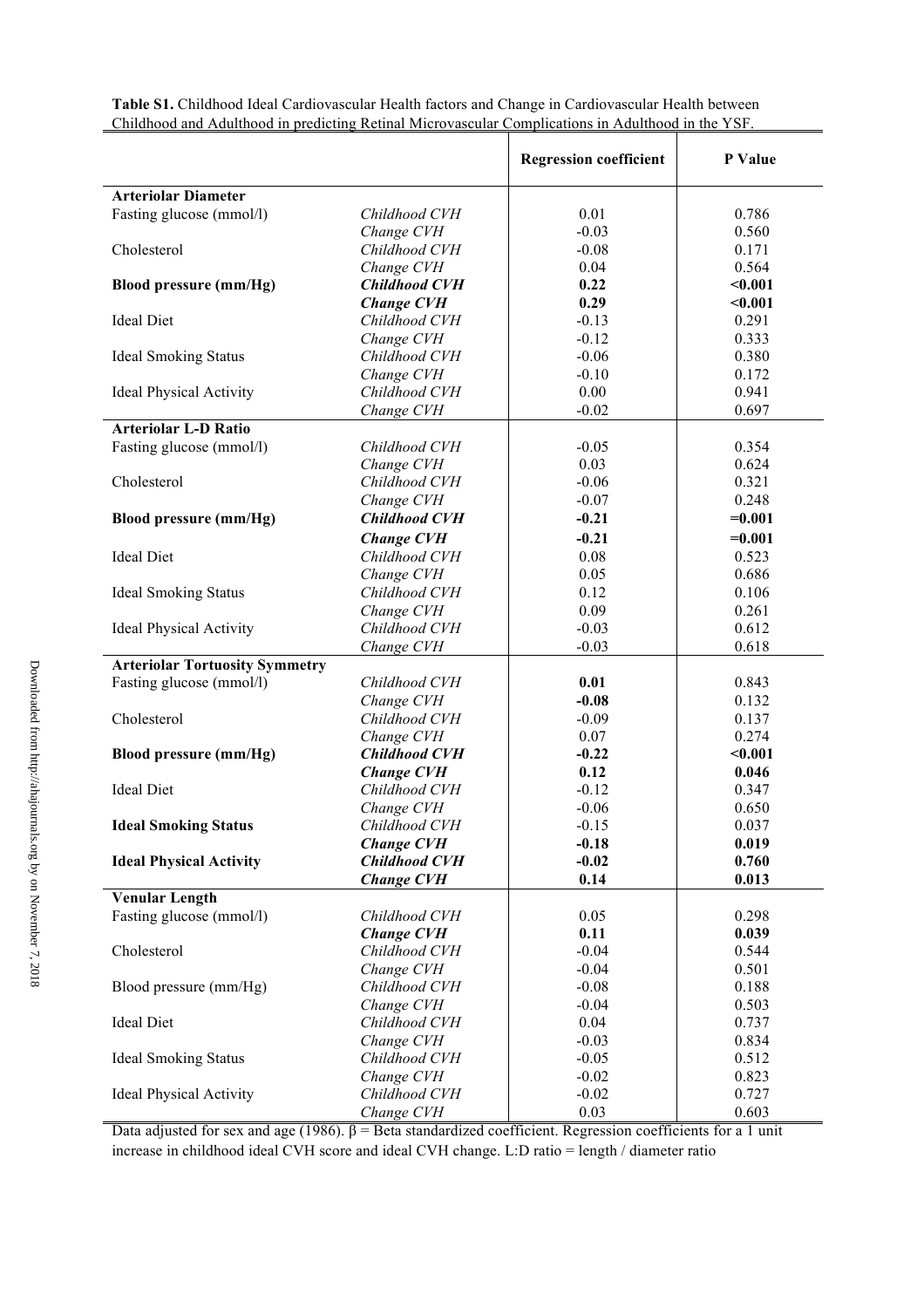**Table S1.** Childhood Ideal Cardiovascular Health factors and Change in Cardiovascular Health between Childhood and Adulthood in predicting Retinal Microvascular Complications in Adulthood in the YSF.

| | | Regression coefficient | P Value |
|---|---|---|---|
| **Arteriolar Diameter** | | | |
| Fasting glucose (mmol/l) | *Childhood CVH* | 0.01 | 0.786 |
| | *Change CVH* | -0.03 | 0.560 |
| Cholesterol | *Childhood CVH* | -0.08 | 0.171 |
| | *Change CVH* | 0.04 | 0.564 |
| **Blood pressure (mm/Hg)** | ***Childhood CVH*** | **0.22** | **<0.001** |
| | ***Change CVH*** | **0.29** | **<0.001** |
| Ideal Diet | *Childhood CVH* | -0.13 | 0.291 |
| | *Change CVH* | -0.12 | 0.333 |
| Ideal Smoking Status | *Childhood CVH* | -0.06 | 0.380 |
| | *Change CVH* | -0.10 | 0.172 |
| Ideal Physical Activity | *Childhood CVH* | 0.00 | 0.941 |
| | *Change CVH* | -0.02 | 0.697 |
| **Arteriolar L-D Ratio** | | | |
| Fasting glucose (mmol/l) | *Childhood CVH* | -0.05 | 0.354 |
| | *Change CVH* | 0.03 | 0.624 |
| Cholesterol | *Childhood CVH* | -0.06 | 0.321 |
| | *Change CVH* | -0.07 | 0.248 |
| **Blood pressure (mm/Hg)** | ***Childhood CVH*** | **-0.21** | **=0.001** |
| | ***Change CVH*** | **-0.21** | **=0.001** |
| Ideal Diet | *Childhood CVH* | 0.08 | 0.523 |
| | *Change CVH* | 0.05 | 0.686 |
| Ideal Smoking Status | *Childhood CVH* | 0.12 | 0.106 |
| | *Change CVH* | 0.09 | 0.261 |
| Ideal Physical Activity | *Childhood CVH* | -0.03 | 0.612 |
| | *Change CVH* | -0.03 | 0.618 |
| **Arteriolar Tortuosity Symmetry** | | | |
| Fasting glucose (mmol/l) | *Childhood CVH* | **0.01** | 0.843 |
| | *Change CVH* | **-0.08** | 0.132 |
| Cholesterol | *Childhood CVH* | -0.09 | 0.137 |
| | *Change CVH* | 0.07 | 0.274 |
| **Blood pressure (mm/Hg)** | ***Childhood CVH*** | **-0.22** | **<0.001** |
| | ***Change CVH*** | **0.12** | **0.046** |
| Ideal Diet | *Childhood CVH* | -0.12 | 0.347 |
| | *Change CVH* | -0.06 | 0.650 |
| **Ideal Smoking Status** | *Childhood CVH* | -0.15 | 0.037 |
| | ***Change CVH*** | **-0.18** | **0.019** |
| **Ideal Physical Activity** | ***Childhood CVH*** | **-0.02** | **0.760** |
| | ***Change CVH*** | **0.14** | **0.013** |
| **Venular Length** | | | |
| Fasting glucose (mmol/l) | *Childhood CVH* | 0.05 | 0.298 |
| | ***Change CVH*** | **0.11** | **0.039** |
| Cholesterol | *Childhood CVH* | -0.04 | 0.544 |
| | *Change CVH* | -0.04 | 0.501 |
| Blood pressure (mm/Hg) | *Childhood CVH* | -0.08 | 0.188 |
| | *Change CVH* | -0.04 | 0.503 |
| Ideal Diet | *Childhood CVH* | 0.04 | 0.737 |
| | *Change CVH* | -0.03 | 0.834 |
| Ideal Smoking Status | *Childhood CVH* | -0.05 | 0.512 |
| | *Change CVH* | -0.02 | 0.823 |
| Ideal Physical Activity | *Childhood CVH* | -0.02 | 0.727 |
| | *Change CVH* | 0.03 | 0.603 |

Data adjusted for sex and age (1986). β = Beta standardized coefficient. Regression coefficients for a 1 unit increase in childhood ideal CVH score and ideal CVH change. L:D ratio = length / diameter ratio